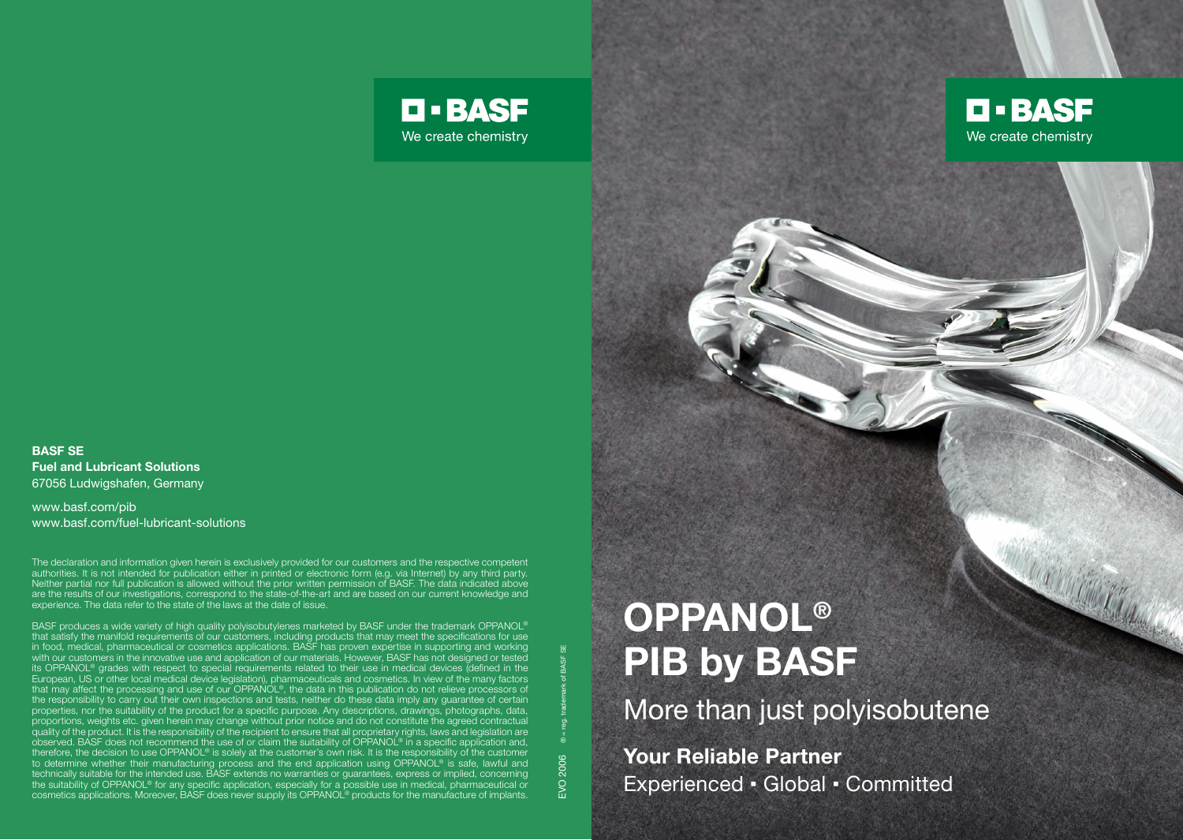BASF
We create chemistry

**BASF SE**
**Fuel and Lubricant Solutions**
67056 Ludwigshafen, Germany

www.basf.com/pib
www.basf.com/fuel-lubricant-solutions

The declaration and information given herein is exclusively provided for our customers and the respective competent authorities. It is not intended for publication either in printed or electronic form (e.g. via Internet) by any third party. Neither partial nor full publication is allowed without the prior written permission of BASF. The data indicated above are the results of our investigations, correspond to the state-of-the-art and are based on our current knowledge and experience. The data refer to the state of the laws at the date of issue.

BASF produces a wide variety of high quality polyisobutylenes marketed by BASF under the trademark OPPANOL® that satisfy the manifold requirements of our customers, including products that may meet the specifications for use in food, medical, pharmaceutical or cosmetics applications. BASF has proven expertise in supporting and working with our customers in the innovative use and application of our materials. However, BASF has not designed or tested its OPPANOL® grades with respect to special requirements related to their use in medical devices (defined in the European, US or other local medical device legislation), pharmaceuticals and cosmetics. In view of the many factors that may affect the processing and use of our OPPANOL®, the data in this publication do not relieve processors of the responsibility to carry out their own inspections and tests, neither do these data imply any guarantee of certain properties, nor the suitability of the product for a specific purpose. Any descriptions, drawings, photographs, data, proportions, weights etc. given herein may change without prior notice and do not constitute the agreed contractual quality of the product. It is the responsibility of the recipient to ensure that all proprietary rights, laws and legislation are observed. BASF does not recommend the use of or claim the suitability of OPPANOL® in a specific application and, therefore, the decision to use OPPANOL® is solely at the customer's own risk. It is the responsibility of the customer to determine whether their manufacturing process and the end application using OPPANOL® is safe, lawful and technically suitable for the intended use. BASF extends no warranties or guarantees, express or implied, concerning the suitability of OPPANOL® for any specific application, especially for a possible use in medical, pharmaceutical or cosmetics applications. Moreover, BASF does never supply its OPPANOL® products for the manufacture of implants.

EVO 2006 ® = reg. trademark of BASF SE

BASF
We create chemistry

# OPPANOL® PIB by BASF

## More than just polyisobutene

**Your Reliable Partner**
Experienced ▪ Global ▪ Committed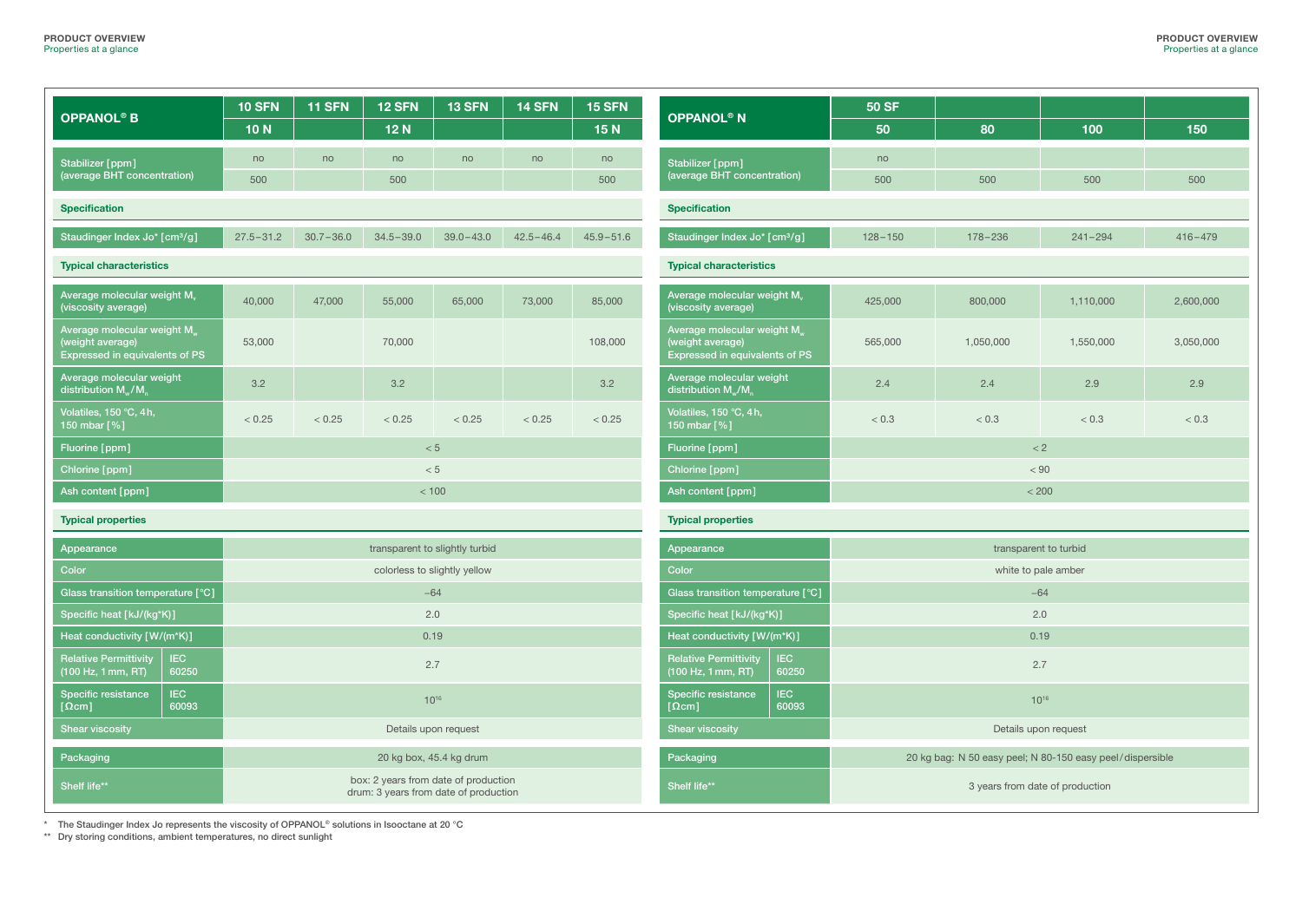## OPPANOL® B

| OPPANOL® B | 10 SFN | 11 SFN | 12 SFN | 13 SFN | 14 SFN | 15 SFN |
|---|---|---|---|---|---|---|
| | 10 N | | 12 N | | | 15 N |
| Stabilizer [ppm] (average BHT concentration) | no | no | no | no | no | no |
| | 500 | | 500 | | | 500 |
| **Specification** | | | | | | |
| Staudinger Index Jo* [cm³/g] | 27.5–31.2 | 30.7–36.0 | 34.5–39.0 | 39.0–43.0 | 42.5–46.4 | 45.9–51.6 |
| **Typical characteristics** | | | | | | |
| Average molecular weight $M_v$ (viscosity average) | 40,000 | 47,000 | 55,000 | 65,000 | 73,000 | 85,000 |
| Average molecular weight $M_w$ (weight average) Expressed in equivalents of PS | 53,000 | | 70,000 | | | 108,000 |
| Average molecular weight distribution $M_w/M_n$ | 3.2 | | 3.2 | | | 3.2 |
| Volatiles, 150 °C, 4 h, 150 mbar [%] | < 0.25 | < 0.25 | < 0.25 | < 0.25 | < 0.25 | < 0.25 |
| Fluorine [ppm] | < 5 | | | | | |
| Chlorine [ppm] | < 5 | | | | | |
| Ash content [ppm] | < 100 | | | | | |
| **Typical properties** | | | | | | |
| Appearance | transparent to slightly turbid | | | | | |
| Color | colorless to slightly yellow | | | | | |
| Glass transition temperature [°C] | −64 | | | | | |
| Specific heat [kJ/(kg*K)] | 2.0 | | | | | |
| Heat conductivity [W/(m*K)] | 0.19 | | | | | |
| Relative Permittivity (100 Hz, 1 mm, RT) IEC 60250 | 2.7 | | | | | |
| Specific resistance [Ωcm] IEC 60093 | $10^{16}$ | | | | | |
| Shear viscosity | Details upon request | | | | | |
| Packaging | 20 kg box, 45.4 kg drum | | | | | |
| Shelf life** | box: 2 years from date of production; drum: 3 years from date of production | | | | | |

## OPPANOL® N

| OPPANOL® N | 50 SF | | | |
|---|---|---|---|---|
| | 50 | 80 | 100 | 150 |
| Stabilizer [ppm] (average BHT concentration) | no | | | |
| | 500 | 500 | 500 | 500 |
| **Specification** | | | | |
| Staudinger Index Jo* [cm³/g] | 128–150 | 178–236 | 241–294 | 416–479 |
| **Typical characteristics** | | | | |
| Average molecular weight $M_v$ (viscosity average) | 425,000 | 800,000 | 1,110,000 | 2,600,000 |
| Average molecular weight $M_w$ (weight average) Expressed in equivalents of PS | 565,000 | 1,050,000 | 1,550,000 | 3,050,000 |
| Average molecular weight distribution $M_w/M_n$ | 2.4 | 2.4 | 2.9 | 2.9 |
| Volatiles, 150 °C, 4 h, 150 mbar [%] | < 0.3 | < 0.3 | < 0.3 | < 0.3 |
| Fluorine [ppm] | < 2 | | | |
| Chlorine [ppm] | < 90 | | | |
| Ash content [ppm] | < 200 | | | |
| **Typical properties** | | | | |
| Appearance | transparent to turbid | | | |
| Color | white to pale amber | | | |
| Glass transition temperature [°C] | −64 | | | |
| Specific heat [kJ/(kg*K)] | 2.0 | | | |
| Heat conductivity [W/(m*K)] | 0.19 | | | |
| Relative Permittivity (100 Hz, 1 mm, RT) IEC 60250 | 2.7 | | | |
| Specific resistance [Ωcm] IEC 60093 | $10^{16}$ | | | |
| Shear viscosity | Details upon request | | | |
| Packaging | 20 kg bag: N 50 easy peel; N 80-150 easy peel/dispersible | | | |
| Shelf life** | 3 years from date of production | | | |

\* The Staudinger Index Jo represents the viscosity of OPPANOL® solutions in Isooctane at 20 °C

\*\* Dry storing conditions, ambient temperatures, no direct sunlight